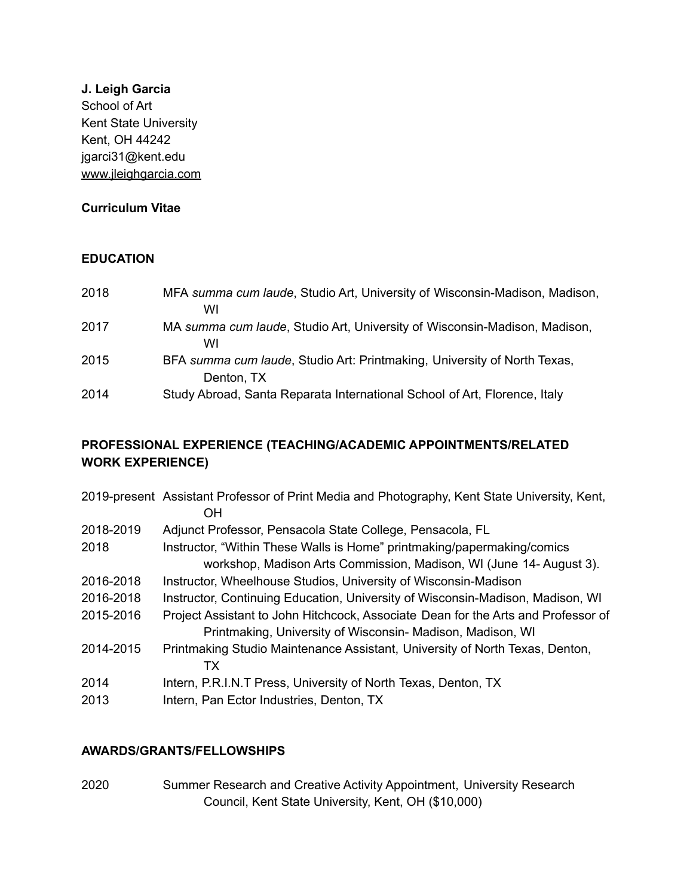**J. Leigh Garcia**
School of Art
Kent State University
Kent, OH 44242
jgarci31@kent.edu
www.jleighgarcia.com

**Curriculum Vitae**

## EDUCATION

2018 MFA *summa cum laude*, Studio Art, University of Wisconsin-Madison, Madison, WI

2017 MA *summa cum laude*, Studio Art, University of Wisconsin-Madison, Madison, WI

2015 BFA *summa cum laude*, Studio Art: Printmaking, University of North Texas, Denton, TX

2014 Study Abroad, Santa Reparata International School of Art, Florence, Italy

## PROFESSIONAL EXPERIENCE (TEACHING/ACADEMIC APPOINTMENTS/RELATED WORK EXPERIENCE)

2019-present Assistant Professor of Print Media and Photography, Kent State University, Kent, OH

2018-2019 Adjunct Professor, Pensacola State College, Pensacola, FL

2018 Instructor, "Within These Walls is Home" printmaking/papermaking/comics workshop, Madison Arts Commission, Madison, WI (June 14- August 3).

2016-2018 Instructor, Wheelhouse Studios, University of Wisconsin-Madison

2016-2018 Instructor, Continuing Education, University of Wisconsin-Madison, Madison, WI

2015-2016 Project Assistant to John Hitchcock, Associate Dean for the Arts and Professor of Printmaking, University of Wisconsin- Madison, Madison, WI

2014-2015 Printmaking Studio Maintenance Assistant, University of North Texas, Denton, TX

2014 Intern, P.R.I.N.T Press, University of North Texas, Denton, TX

2013 Intern, Pan Ector Industries, Denton, TX

## AWARDS/GRANTS/FELLOWSHIPS

2020 Summer Research and Creative Activity Appointment, University Research Council, Kent State University, Kent, OH ($10,000)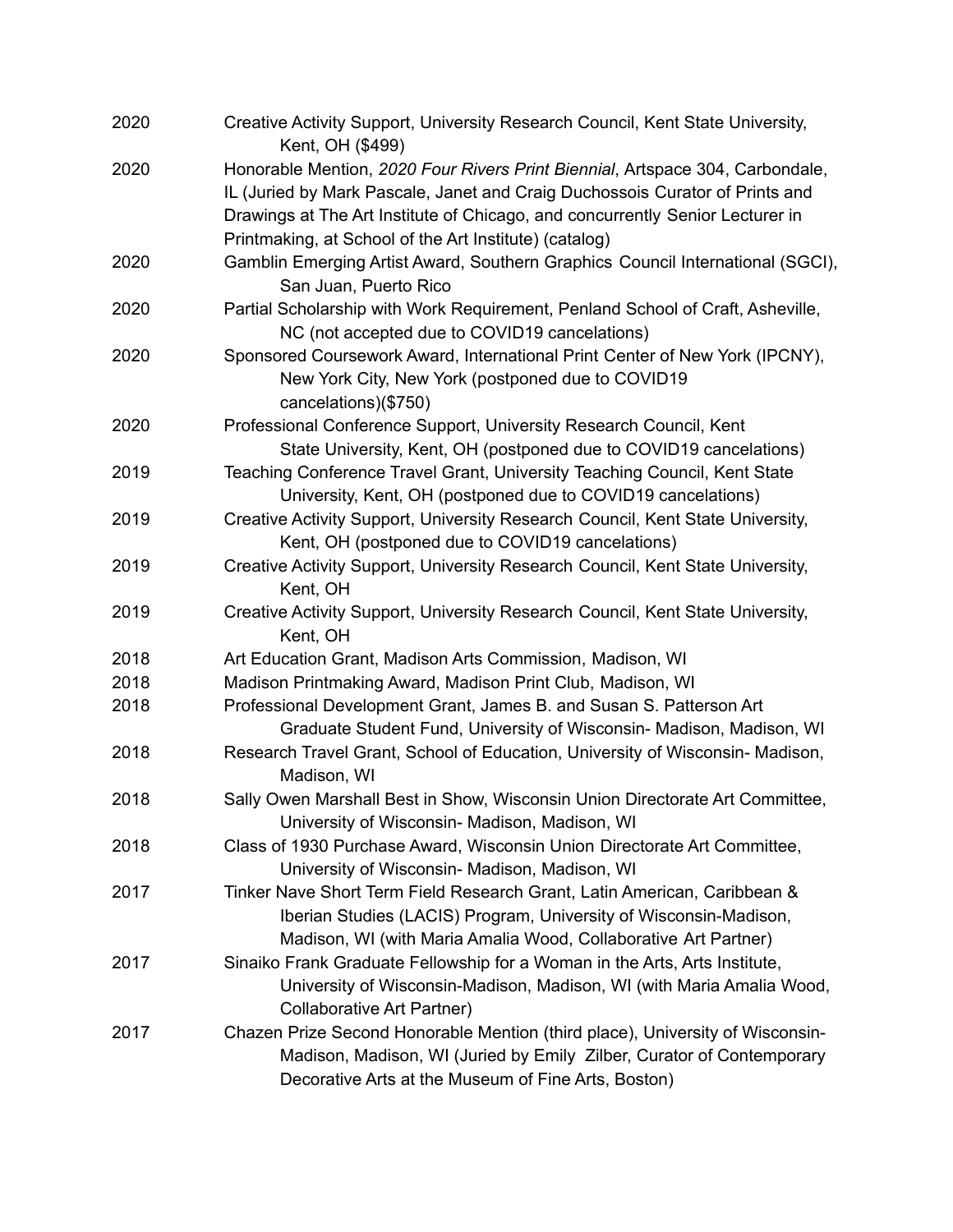2020 Creative Activity Support, University Research Council, Kent State University, Kent, OH ($499)

2020 Honorable Mention, *2020 Four Rivers Print Biennial*, Artspace 304, Carbondale, IL (Juried by Mark Pascale, Janet and Craig Duchossois Curator of Prints and Drawings at The Art Institute of Chicago, and concurrently Senior Lecturer in Printmaking, at School of the Art Institute) (catalog)

2020 Gamblin Emerging Artist Award, Southern Graphics Council International (SGCI), San Juan, Puerto Rico

2020 Partial Scholarship with Work Requirement, Penland School of Craft, Asheville, NC (not accepted due to COVID19 cancelations)

2020 Sponsored Coursework Award, International Print Center of New York (IPCNY), New York City, New York (postponed due to COVID19 cancelations)($750)

2020 Professional Conference Support, University Research Council, Kent State University, Kent, OH (postponed due to COVID19 cancelations)

2019 Teaching Conference Travel Grant, University Teaching Council, Kent State University, Kent, OH (postponed due to COVID19 cancelations)

2019 Creative Activity Support, University Research Council, Kent State University, Kent, OH (postponed due to COVID19 cancelations)

2019 Creative Activity Support, University Research Council, Kent State University, Kent, OH

2019 Creative Activity Support, University Research Council, Kent State University, Kent, OH

2018 Art Education Grant, Madison Arts Commission, Madison, WI

2018 Madison Printmaking Award, Madison Print Club, Madison, WI

2018 Professional Development Grant, James B. and Susan S. Patterson Art Graduate Student Fund, University of Wisconsin- Madison, Madison, WI

2018 Research Travel Grant, School of Education, University of Wisconsin- Madison, Madison, WI

2018 Sally Owen Marshall Best in Show, Wisconsin Union Directorate Art Committee, University of Wisconsin- Madison, Madison, WI

2018 Class of 1930 Purchase Award, Wisconsin Union Directorate Art Committee, University of Wisconsin- Madison, Madison, WI

2017 Tinker Nave Short Term Field Research Grant, Latin American, Caribbean & Iberian Studies (LACIS) Program, University of Wisconsin-Madison, Madison, WI (with Maria Amalia Wood, Collaborative Art Partner)

2017 Sinaiko Frank Graduate Fellowship for a Woman in the Arts, Arts Institute, University of Wisconsin-Madison, Madison, WI (with Maria Amalia Wood, Collaborative Art Partner)

2017 Chazen Prize Second Honorable Mention (third place), University of Wisconsin-Madison, Madison, WI (Juried by Emily Zilber, Curator of Contemporary Decorative Arts at the Museum of Fine Arts, Boston)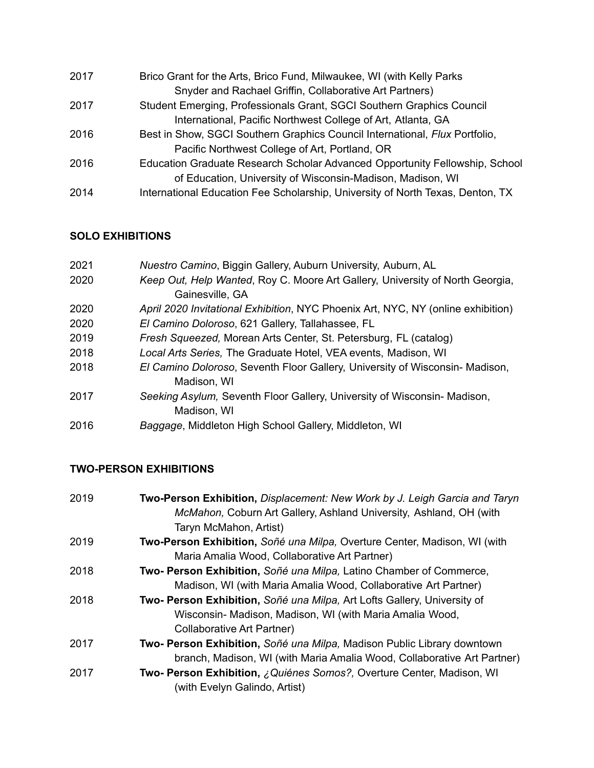2017 Brico Grant for the Arts, Brico Fund, Milwaukee, WI (with Kelly Parks Snyder and Rachael Griffin, Collaborative Art Partners)

2017 Student Emerging, Professionals Grant, SGCI Southern Graphics Council International, Pacific Northwest College of Art, Atlanta, GA

2016 Best in Show, SGCI Southern Graphics Council International, *Flux* Portfolio, Pacific Northwest College of Art, Portland, OR

2016 Education Graduate Research Scholar Advanced Opportunity Fellowship, School of Education, University of Wisconsin-Madison, Madison, WI

2014 International Education Fee Scholarship, University of North Texas, Denton, TX

**SOLO EXHIBITIONS**

2021 *Nuestro Camino*, Biggin Gallery, Auburn University, Auburn, AL

2020 *Keep Out, Help Wanted*, Roy C. Moore Art Gallery, University of North Georgia, Gainesville, GA

2020 *April 2020 Invitational Exhibition*, NYC Phoenix Art, NYC, NY (online exhibition)

2020 *El Camino Doloroso*, 621 Gallery, Tallahassee, FL

2019 *Fresh Squeezed,* Morean Arts Center, St. Petersburg, FL (catalog)

2018 *Local Arts Series,* The Graduate Hotel, VEA events, Madison, WI

2018 *El Camino Doloroso*, Seventh Floor Gallery, University of Wisconsin- Madison, Madison, WI

2017 *Seeking Asylum,* Seventh Floor Gallery, University of Wisconsin- Madison, Madison, WI

2016 *Baggage*, Middleton High School Gallery, Middleton, WI

**TWO-PERSON EXHIBITIONS**

2019 **Two-Person Exhibition,** *Displacement: New Work by J. Leigh Garcia and Taryn McMahon,* Coburn Art Gallery, Ashland University, Ashland, OH (with Taryn McMahon, Artist)

2019 **Two-Person Exhibition,** *Soñé una Milpa,* Overture Center, Madison, WI (with Maria Amalia Wood, Collaborative Art Partner)

2018 **Two- Person Exhibition,** *Soñé una Milpa,* Latino Chamber of Commerce, Madison, WI (with Maria Amalia Wood, Collaborative Art Partner)

2018 **Two- Person Exhibition,** *Soñé una Milpa,* Art Lofts Gallery, University of Wisconsin- Madison, Madison, WI (with Maria Amalia Wood, Collaborative Art Partner)

2017 **Two- Person Exhibition,** *Soñé una Milpa,* Madison Public Library downtown branch, Madison, WI (with Maria Amalia Wood, Collaborative Art Partner)

2017 **Two- Person Exhibition,** *¿Quiénes Somos?,* Overture Center, Madison, WI (with Evelyn Galindo, Artist)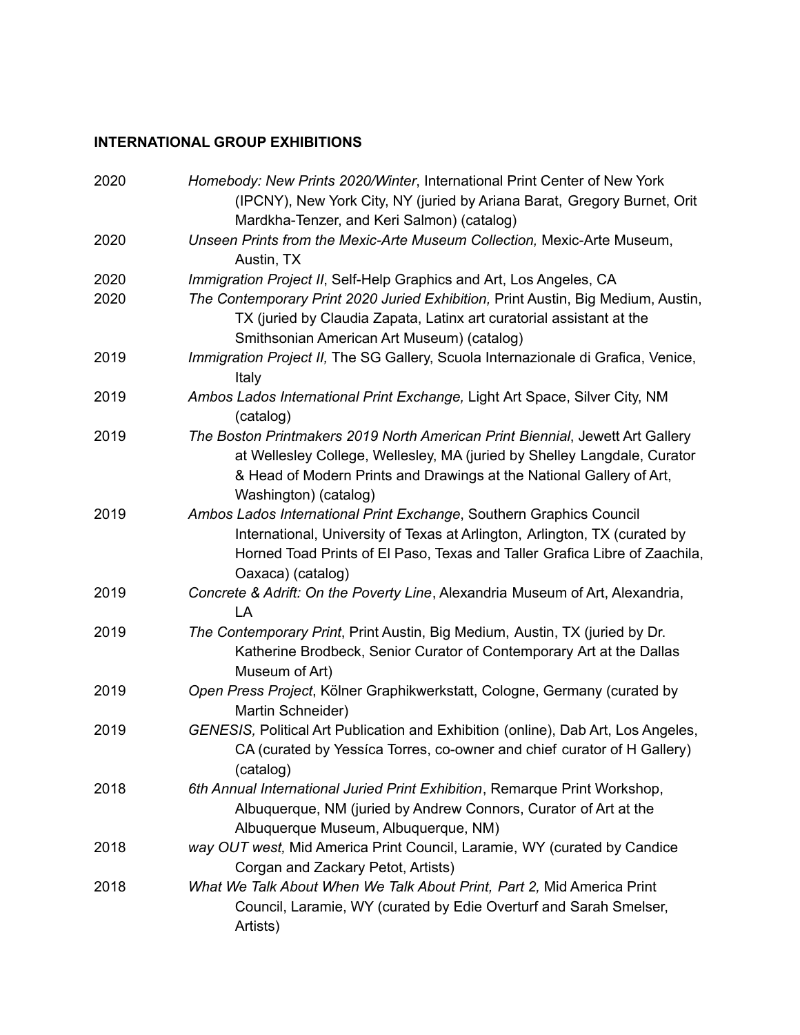**INTERNATIONAL GROUP EXHIBITIONS**

2020 *Homebody: New Prints 2020/Winter*, International Print Center of New York (IPCNY), New York City, NY (juried by Ariana Barat, Gregory Burnet, Orit Mardkha-Tenzer, and Keri Salmon) (catalog)

2020 *Unseen Prints from the Mexic-Arte Museum Collection,* Mexic-Arte Museum, Austin, TX

2020 *Immigration Project II*, Self-Help Graphics and Art, Los Angeles, CA

2020 *The Contemporary Print 2020 Juried Exhibition,* Print Austin, Big Medium, Austin, TX (juried by Claudia Zapata, Latinx art curatorial assistant at the Smithsonian American Art Museum) (catalog)

2019 *Immigration Project II,* The SG Gallery, Scuola Internazionale di Grafica, Venice, Italy

2019 *Ambos Lados International Print Exchange,* Light Art Space, Silver City, NM (catalog)

2019 *The Boston Printmakers 2019 North American Print Biennial*, Jewett Art Gallery at Wellesley College, Wellesley, MA (juried by Shelley Langdale, Curator & Head of Modern Prints and Drawings at the National Gallery of Art, Washington) (catalog)

2019 *Ambos Lados International Print Exchange*, Southern Graphics Council International, University of Texas at Arlington, Arlington, TX (curated by Horned Toad Prints of El Paso, Texas and Taller Grafica Libre of Zaachila, Oaxaca) (catalog)

2019 *Concrete & Adrift: On the Poverty Line*, Alexandria Museum of Art, Alexandria, LA

2019 *The Contemporary Print*, Print Austin, Big Medium, Austin, TX (juried by Dr. Katherine Brodbeck, Senior Curator of Contemporary Art at the Dallas Museum of Art)

2019 *Open Press Project*, Kölner Graphikwerkstatt, Cologne, Germany (curated by Martin Schneider)

2019 *GENESIS,* Political Art Publication and Exhibition (online), Dab Art, Los Angeles, CA (curated by Yessíca Torres, co-owner and chief curator of H Gallery) (catalog)

2018 *6th Annual International Juried Print Exhibition*, Remarque Print Workshop, Albuquerque, NM (juried by Andrew Connors, Curator of Art at the Albuquerque Museum, Albuquerque, NM)

2018 *way OUT west,* Mid America Print Council, Laramie, WY (curated by Candice Corgan and Zackary Petot, Artists)

2018 *What We Talk About When We Talk About Print, Part 2,* Mid America Print Council, Laramie, WY (curated by Edie Overturf and Sarah Smelser, Artists)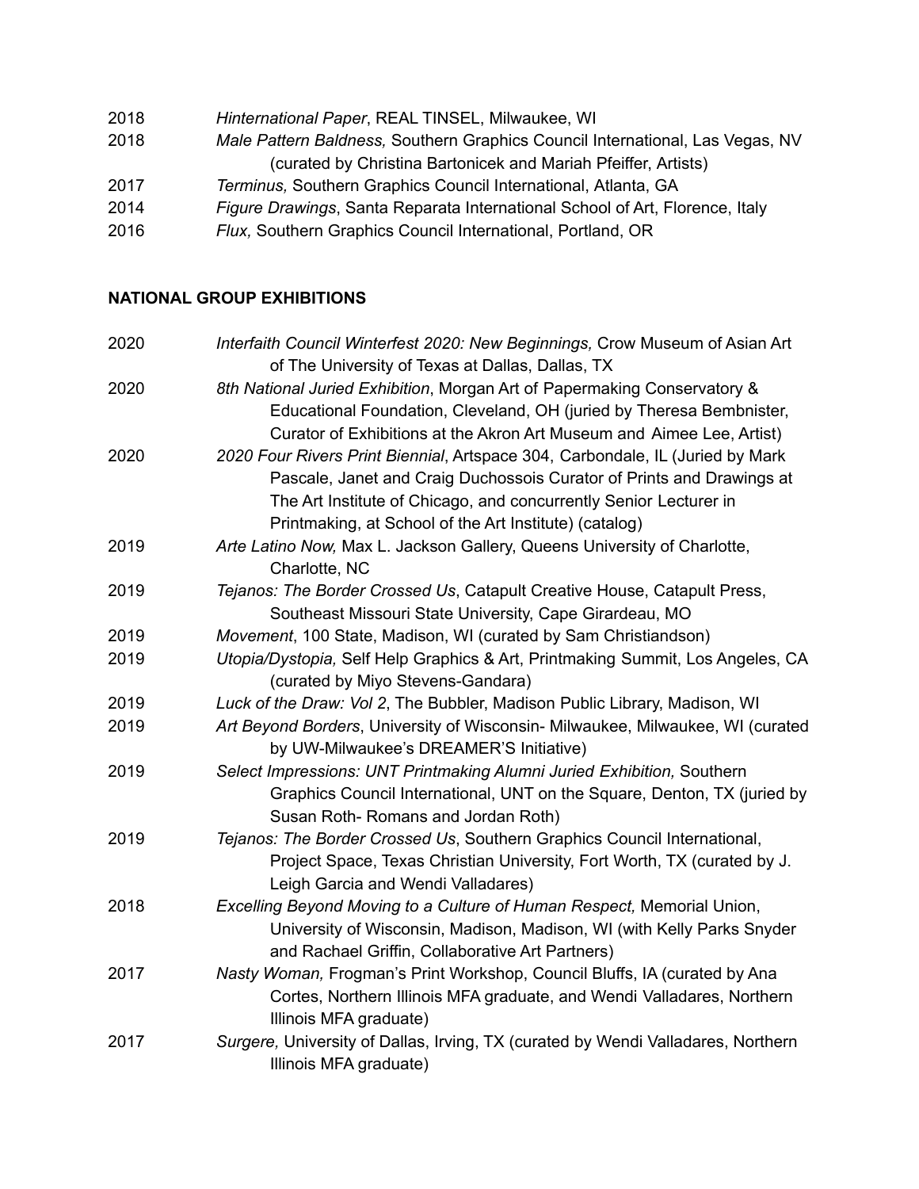2018 *Hinternational Paper*, REAL TINSEL, Milwaukee, WI

2018 *Male Pattern Baldness,* Southern Graphics Council International, Las Vegas, NV (curated by Christina Bartonicek and Mariah Pfeiffer, Artists)

2017 *Terminus,* Southern Graphics Council International, Atlanta, GA

2014 *Figure Drawings*, Santa Reparata International School of Art, Florence, Italy

2016 *Flux,* Southern Graphics Council International, Portland, OR

**NATIONAL GROUP EXHIBITIONS**

2020 *Interfaith Council Winterfest 2020: New Beginnings,* Crow Museum of Asian Art of The University of Texas at Dallas, Dallas, TX

2020 *8th National Juried Exhibition*, Morgan Art of Papermaking Conservatory & Educational Foundation, Cleveland, OH (juried by Theresa Bembnister, Curator of Exhibitions at the Akron Art Museum and Aimee Lee, Artist)

2020 *2020 Four Rivers Print Biennial*, Artspace 304, Carbondale, IL (Juried by Mark Pascale, Janet and Craig Duchossois Curator of Prints and Drawings at The Art Institute of Chicago, and concurrently Senior Lecturer in Printmaking, at School of the Art Institute) (catalog)

2019 *Arte Latino Now,* Max L. Jackson Gallery, Queens University of Charlotte, Charlotte, NC

2019 *Tejanos: The Border Crossed Us*, Catapult Creative House, Catapult Press, Southeast Missouri State University, Cape Girardeau, MO

2019 *Movement*, 100 State, Madison, WI (curated by Sam Christiandson)

2019 *Utopia/Dystopia,* Self Help Graphics & Art, Printmaking Summit, Los Angeles, CA (curated by Miyo Stevens-Gandara)

2019 *Luck of the Draw: Vol 2*, The Bubbler, Madison Public Library, Madison, WI

2019 *Art Beyond Borders*, University of Wisconsin- Milwaukee, Milwaukee, WI (curated by UW-Milwaukee's DREAMER'S Initiative)

2019 *Select Impressions: UNT Printmaking Alumni Juried Exhibition,* Southern Graphics Council International, UNT on the Square, Denton, TX (juried by Susan Roth- Romans and Jordan Roth)

2019 *Tejanos: The Border Crossed Us*, Southern Graphics Council International, Project Space, Texas Christian University, Fort Worth, TX (curated by J. Leigh Garcia and Wendi Valladares)

2018 *Excelling Beyond Moving to a Culture of Human Respect,* Memorial Union, University of Wisconsin, Madison, Madison, WI (with Kelly Parks Snyder and Rachael Griffin, Collaborative Art Partners)

2017 *Nasty Woman,* Frogman's Print Workshop, Council Bluffs, IA (curated by Ana Cortes, Northern Illinois MFA graduate, and Wendi Valladares, Northern Illinois MFA graduate)

2017 *Surgere,* University of Dallas, Irving, TX (curated by Wendi Valladares, Northern Illinois MFA graduate)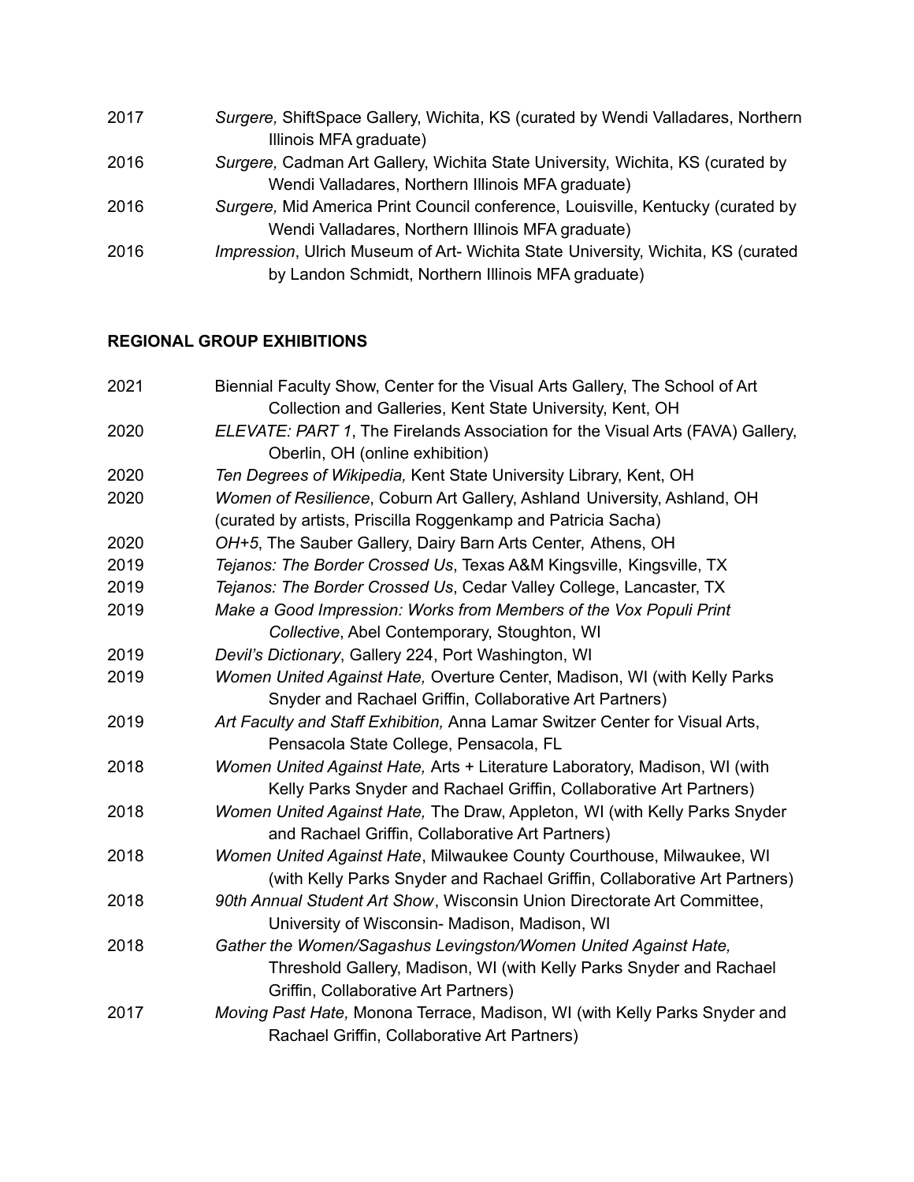2017 *Surgere,* ShiftSpace Gallery, Wichita, KS (curated by Wendi Valladares, Northern Illinois MFA graduate)

2016 *Surgere,* Cadman Art Gallery, Wichita State University, Wichita, KS (curated by Wendi Valladares, Northern Illinois MFA graduate)

2016 *Surgere,* Mid America Print Council conference, Louisville, Kentucky (curated by Wendi Valladares, Northern Illinois MFA graduate)

2016 *Impression*, Ulrich Museum of Art- Wichita State University, Wichita, KS (curated by Landon Schmidt, Northern Illinois MFA graduate)

**REGIONAL GROUP EXHIBITIONS**

2021 Biennial Faculty Show, Center for the Visual Arts Gallery, The School of Art Collection and Galleries, Kent State University, Kent, OH

2020 *ELEVATE: PART 1*, The Firelands Association for the Visual Arts (FAVA) Gallery, Oberlin, OH (online exhibition)

2020 *Ten Degrees of Wikipedia,* Kent State University Library, Kent, OH

2020 *Women of Resilience*, Coburn Art Gallery, Ashland University, Ashland, OH (curated by artists, Priscilla Roggenkamp and Patricia Sacha)

2020 *OH+5*, The Sauber Gallery, Dairy Barn Arts Center, Athens, OH

2019 *Tejanos: The Border Crossed Us*, Texas A&M Kingsville, Kingsville, TX

2019 *Tejanos: The Border Crossed Us*, Cedar Valley College, Lancaster, TX

2019 *Make a Good Impression: Works from Members of the Vox Populi Print Collective*, Abel Contemporary, Stoughton, WI

2019 *Devil's Dictionary*, Gallery 224, Port Washington, WI

2019 *Women United Against Hate,* Overture Center, Madison, WI (with Kelly Parks Snyder and Rachael Griffin, Collaborative Art Partners)

2019 *Art Faculty and Staff Exhibition,* Anna Lamar Switzer Center for Visual Arts, Pensacola State College, Pensacola, FL

2018 *Women United Against Hate,* Arts + Literature Laboratory, Madison, WI (with Kelly Parks Snyder and Rachael Griffin, Collaborative Art Partners)

2018 *Women United Against Hate,* The Draw, Appleton, WI (with Kelly Parks Snyder and Rachael Griffin, Collaborative Art Partners)

2018 *Women United Against Hate*, Milwaukee County Courthouse, Milwaukee, WI (with Kelly Parks Snyder and Rachael Griffin, Collaborative Art Partners)

2018 *90th Annual Student Art Show*, Wisconsin Union Directorate Art Committee, University of Wisconsin- Madison, Madison, WI

2018 *Gather the Women/Sagashus Levingston/Women United Against Hate,* Threshold Gallery, Madison, WI (with Kelly Parks Snyder and Rachael Griffin, Collaborative Art Partners)

2017 *Moving Past Hate,* Monona Terrace, Madison, WI (with Kelly Parks Snyder and Rachael Griffin, Collaborative Art Partners)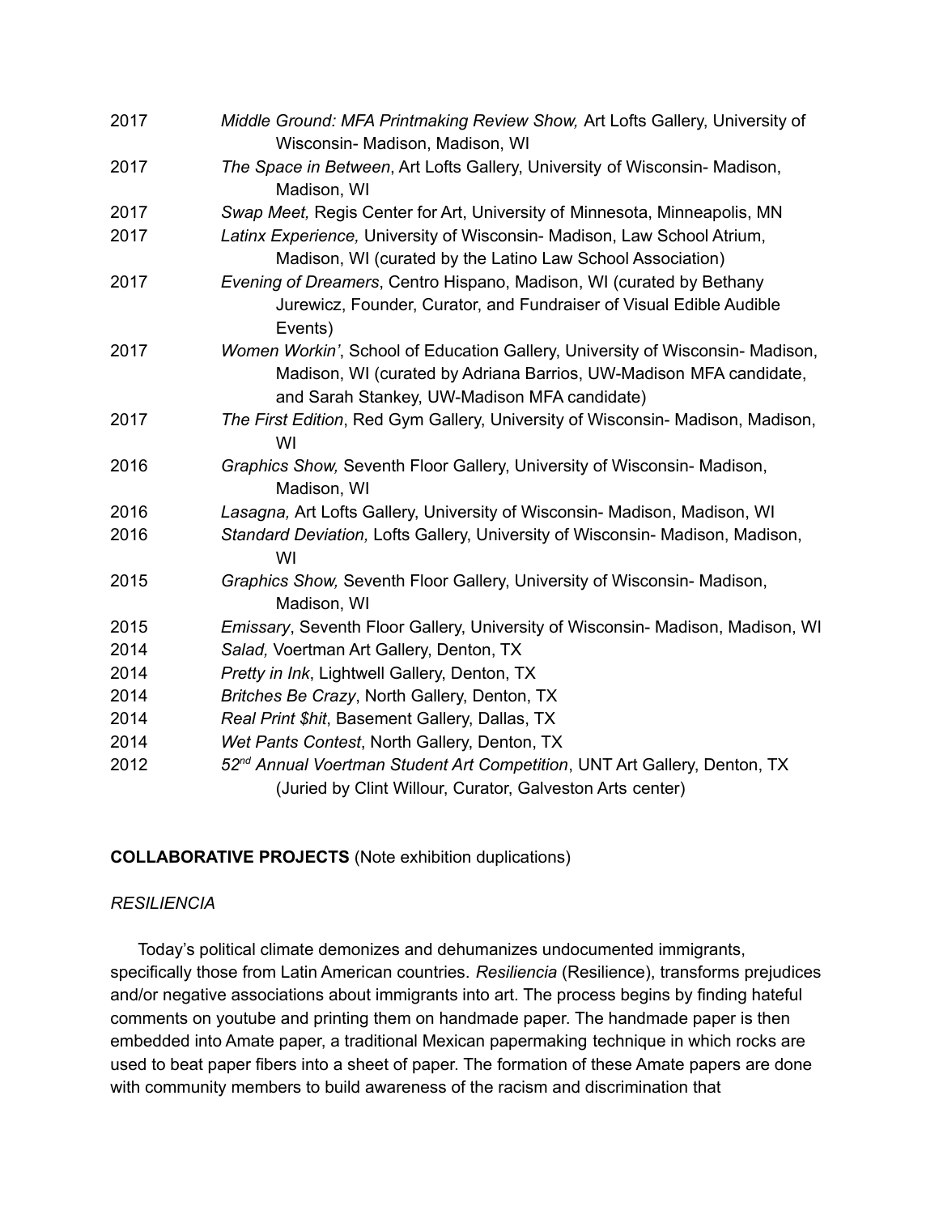2017 *Middle Ground: MFA Printmaking Review Show,* Art Lofts Gallery, University of Wisconsin- Madison, Madison, WI

2017 *The Space in Between*, Art Lofts Gallery, University of Wisconsin- Madison, Madison, WI

2017 *Swap Meet,* Regis Center for Art, University of Minnesota, Minneapolis, MN

2017 *Latinx Experience,* University of Wisconsin- Madison, Law School Atrium, Madison, WI (curated by the Latino Law School Association)

2017 *Evening of Dreamers*, Centro Hispano, Madison, WI (curated by Bethany Jurewicz, Founder, Curator, and Fundraiser of Visual Edible Audible Events)

2017 *Women Workin'*, School of Education Gallery, University of Wisconsin- Madison, Madison, WI (curated by Adriana Barrios, UW-Madison MFA candidate, and Sarah Stankey, UW-Madison MFA candidate)

2017 *The First Edition*, Red Gym Gallery, University of Wisconsin- Madison, Madison, WI

2016 *Graphics Show,* Seventh Floor Gallery, University of Wisconsin- Madison, Madison, WI

2016 *Lasagna,* Art Lofts Gallery, University of Wisconsin- Madison, Madison, WI

2016 *Standard Deviation,* Lofts Gallery, University of Wisconsin- Madison, Madison, WI

2015 *Graphics Show,* Seventh Floor Gallery, University of Wisconsin- Madison, Madison, WI

2015 *Emissary*, Seventh Floor Gallery, University of Wisconsin- Madison, Madison, WI

2014 *Salad,* Voertman Art Gallery, Denton, TX

2014 *Pretty in Ink*, Lightwell Gallery, Denton, TX

2014 *Britches Be Crazy*, North Gallery, Denton, TX

2014 *Real Print $hit*, Basement Gallery, Dallas, TX

2014 *Wet Pants Contest*, North Gallery, Denton, TX

2012 *52nd Annual Voertman Student Art Competition*, UNT Art Gallery, Denton, TX (Juried by Clint Willour, Curator, Galveston Arts center)

**COLLABORATIVE PROJECTS** (Note exhibition duplications)

*RESILIENCIA*

Today's political climate demonizes and dehumanizes undocumented immigrants, specifically those from Latin American countries. *Resiliencia* (Resilience), transforms prejudices and/or negative associations about immigrants into art. The process begins by finding hateful comments on youtube and printing them on handmade paper. The handmade paper is then embedded into Amate paper, a traditional Mexican papermaking technique in which rocks are used to beat paper fibers into a sheet of paper. The formation of these Amate papers are done with community members to build awareness of the racism and discrimination that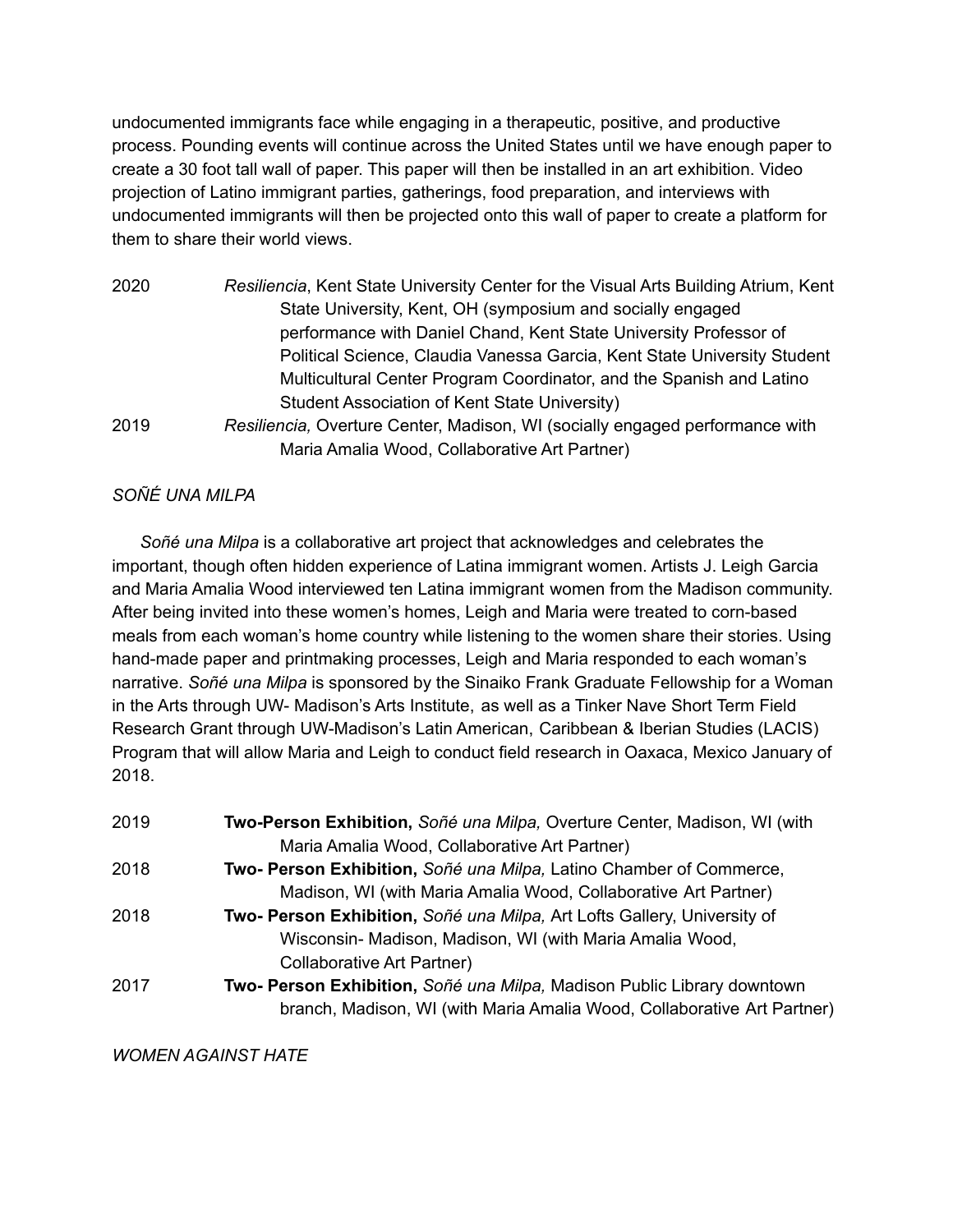undocumented immigrants face while engaging in a therapeutic, positive, and productive process. Pounding events will continue across the United States until we have enough paper to create a 30 foot tall wall of paper. This paper will then be installed in an art exhibition. Video projection of Latino immigrant parties, gatherings, food preparation, and interviews with undocumented immigrants will then be projected onto this wall of paper to create a platform for them to share their world views.

2020 *Resiliencia*, Kent State University Center for the Visual Arts Building Atrium, Kent State University, Kent, OH (symposium and socially engaged performance with Daniel Chand, Kent State University Professor of Political Science, Claudia Vanessa Garcia, Kent State University Student Multicultural Center Program Coordinator, and the Spanish and Latino Student Association of Kent State University)

2019 *Resiliencia,* Overture Center, Madison, WI (socially engaged performance with Maria Amalia Wood, Collaborative Art Partner)

*SOÑÉ UNA MILPA*

*Soñé una Milpa* is a collaborative art project that acknowledges and celebrates the important, though often hidden experience of Latina immigrant women. Artists J. Leigh Garcia and Maria Amalia Wood interviewed ten Latina immigrant women from the Madison community. After being invited into these women's homes, Leigh and Maria were treated to corn-based meals from each woman's home country while listening to the women share their stories. Using hand-made paper and printmaking processes, Leigh and Maria responded to each woman's narrative. *Soñé una Milpa* is sponsored by the Sinaiko Frank Graduate Fellowship for a Woman in the Arts through UW- Madison's Arts Institute, as well as a Tinker Nave Short Term Field Research Grant through UW-Madison's Latin American, Caribbean & Iberian Studies (LACIS) Program that will allow Maria and Leigh to conduct field research in Oaxaca, Mexico January of 2018.

2019 **Two-Person Exhibition,** *Soñé una Milpa,* Overture Center, Madison, WI (with Maria Amalia Wood, Collaborative Art Partner)

2018 **Two- Person Exhibition,** *Soñé una Milpa,* Latino Chamber of Commerce, Madison, WI (with Maria Amalia Wood, Collaborative Art Partner)

2018 **Two- Person Exhibition,** *Soñé una Milpa,* Art Lofts Gallery, University of Wisconsin- Madison, Madison, WI (with Maria Amalia Wood, Collaborative Art Partner)

2017 **Two- Person Exhibition,** *Soñé una Milpa,* Madison Public Library downtown branch, Madison, WI (with Maria Amalia Wood, Collaborative Art Partner)

*WOMEN AGAINST HATE*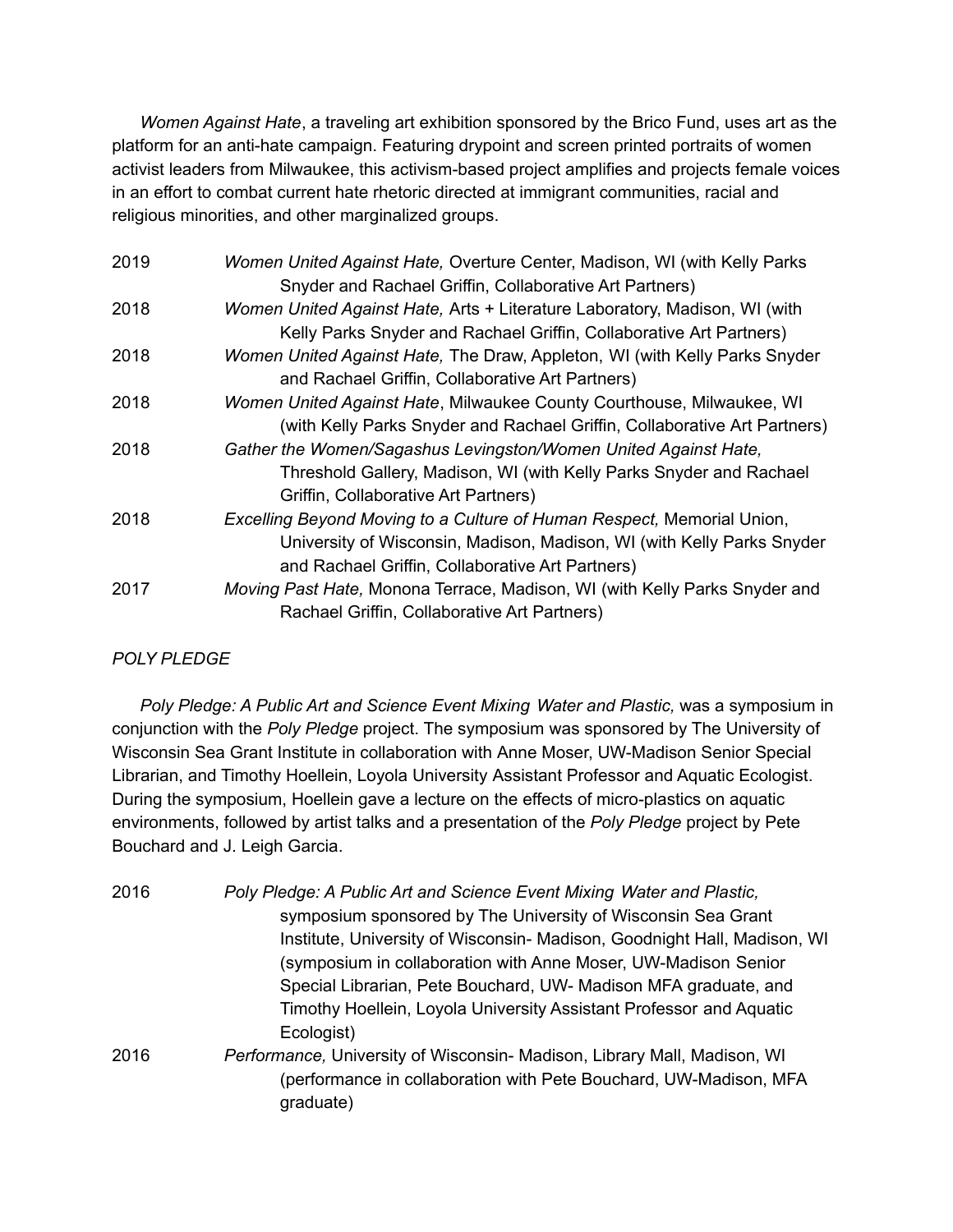*Women Against Hate*, a traveling art exhibition sponsored by the Brico Fund, uses art as the platform for an anti-hate campaign. Featuring drypoint and screen printed portraits of women activist leaders from Milwaukee, this activism-based project amplifies and projects female voices in an effort to combat current hate rhetoric directed at immigrant communities, racial and religious minorities, and other marginalized groups.

2019 *Women United Against Hate,* Overture Center, Madison, WI (with Kelly Parks Snyder and Rachael Griffin, Collaborative Art Partners)

2018 *Women United Against Hate,* Arts + Literature Laboratory, Madison, WI (with Kelly Parks Snyder and Rachael Griffin, Collaborative Art Partners)

2018 *Women United Against Hate,* The Draw, Appleton, WI (with Kelly Parks Snyder and Rachael Griffin, Collaborative Art Partners)

2018 *Women United Against Hate*, Milwaukee County Courthouse, Milwaukee, WI (with Kelly Parks Snyder and Rachael Griffin, Collaborative Art Partners)

2018 *Gather the Women/Sagashus Levingston/Women United Against Hate,* Threshold Gallery, Madison, WI (with Kelly Parks Snyder and Rachael Griffin, Collaborative Art Partners)

2018 *Excelling Beyond Moving to a Culture of Human Respect,* Memorial Union, University of Wisconsin, Madison, Madison, WI (with Kelly Parks Snyder and Rachael Griffin, Collaborative Art Partners)

2017 *Moving Past Hate,* Monona Terrace, Madison, WI (with Kelly Parks Snyder and Rachael Griffin, Collaborative Art Partners)

*POLY PLEDGE*

*Poly Pledge: A Public Art and Science Event Mixing Water and Plastic,* was a symposium in conjunction with the *Poly Pledge* project. The symposium was sponsored by The University of Wisconsin Sea Grant Institute in collaboration with Anne Moser, UW-Madison Senior Special Librarian, and Timothy Hoellein, Loyola University Assistant Professor and Aquatic Ecologist. During the symposium, Hoellein gave a lecture on the effects of micro-plastics on aquatic environments, followed by artist talks and a presentation of the *Poly Pledge* project by Pete Bouchard and J. Leigh Garcia.

2016 *Poly Pledge: A Public Art and Science Event Mixing Water and Plastic,* symposium sponsored by The University of Wisconsin Sea Grant Institute, University of Wisconsin- Madison, Goodnight Hall, Madison, WI (symposium in collaboration with Anne Moser, UW-Madison Senior Special Librarian, Pete Bouchard, UW- Madison MFA graduate, and Timothy Hoellein, Loyola University Assistant Professor and Aquatic Ecologist)

2016 *Performance,* University of Wisconsin- Madison, Library Mall, Madison, WI (performance in collaboration with Pete Bouchard, UW-Madison, MFA graduate)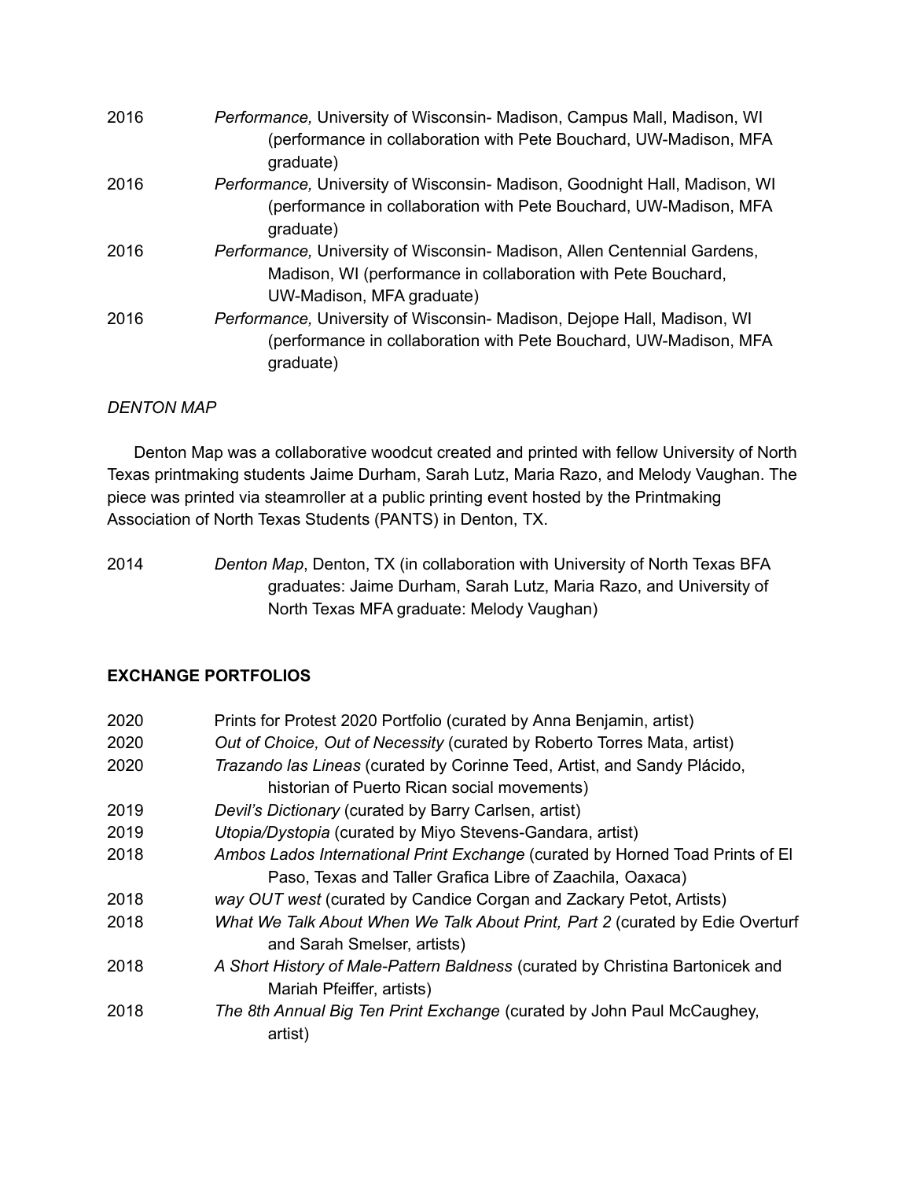2016 *Performance,* University of Wisconsin- Madison, Campus Mall, Madison, WI (performance in collaboration with Pete Bouchard, UW-Madison, MFA graduate)

2016 *Performance,* University of Wisconsin- Madison, Goodnight Hall, Madison, WI (performance in collaboration with Pete Bouchard, UW-Madison, MFA graduate)

2016 *Performance,* University of Wisconsin- Madison, Allen Centennial Gardens, Madison, WI (performance in collaboration with Pete Bouchard, UW-Madison, MFA graduate)

2016 *Performance,* University of Wisconsin- Madison, Dejope Hall, Madison, WI (performance in collaboration with Pete Bouchard, UW-Madison, MFA graduate)

*DENTON MAP*

Denton Map was a collaborative woodcut created and printed with fellow University of North Texas printmaking students Jaime Durham, Sarah Lutz, Maria Razo, and Melody Vaughan. The piece was printed via steamroller at a public printing event hosted by the Printmaking Association of North Texas Students (PANTS) in Denton, TX.

2014 *Denton Map*, Denton, TX (in collaboration with University of North Texas BFA graduates: Jaime Durham, Sarah Lutz, Maria Razo, and University of North Texas MFA graduate: Melody Vaughan)

**EXCHANGE PORTFOLIOS**

2020 Prints for Protest 2020 Portfolio (curated by Anna Benjamin, artist)

2020 *Out of Choice, Out of Necessity* (curated by Roberto Torres Mata, artist)

2020 *Trazando las Lineas* (curated by Corinne Teed, Artist, and Sandy Plácido, historian of Puerto Rican social movements)

2019 *Devil's Dictionary* (curated by Barry Carlsen, artist)

2019 *Utopia/Dystopia* (curated by Miyo Stevens-Gandara, artist)

2018 *Ambos Lados International Print Exchange* (curated by Horned Toad Prints of El Paso, Texas and Taller Grafica Libre of Zaachila, Oaxaca)

2018 *way OUT west* (curated by Candice Corgan and Zackary Petot, Artists)

2018 *What We Talk About When We Talk About Print, Part 2* (curated by Edie Overturf and Sarah Smelser, artists)

2018 *A Short History of Male-Pattern Baldness* (curated by Christina Bartonicek and Mariah Pfeiffer, artists)

2018 *The 8th Annual Big Ten Print Exchange* (curated by John Paul McCaughey, artist)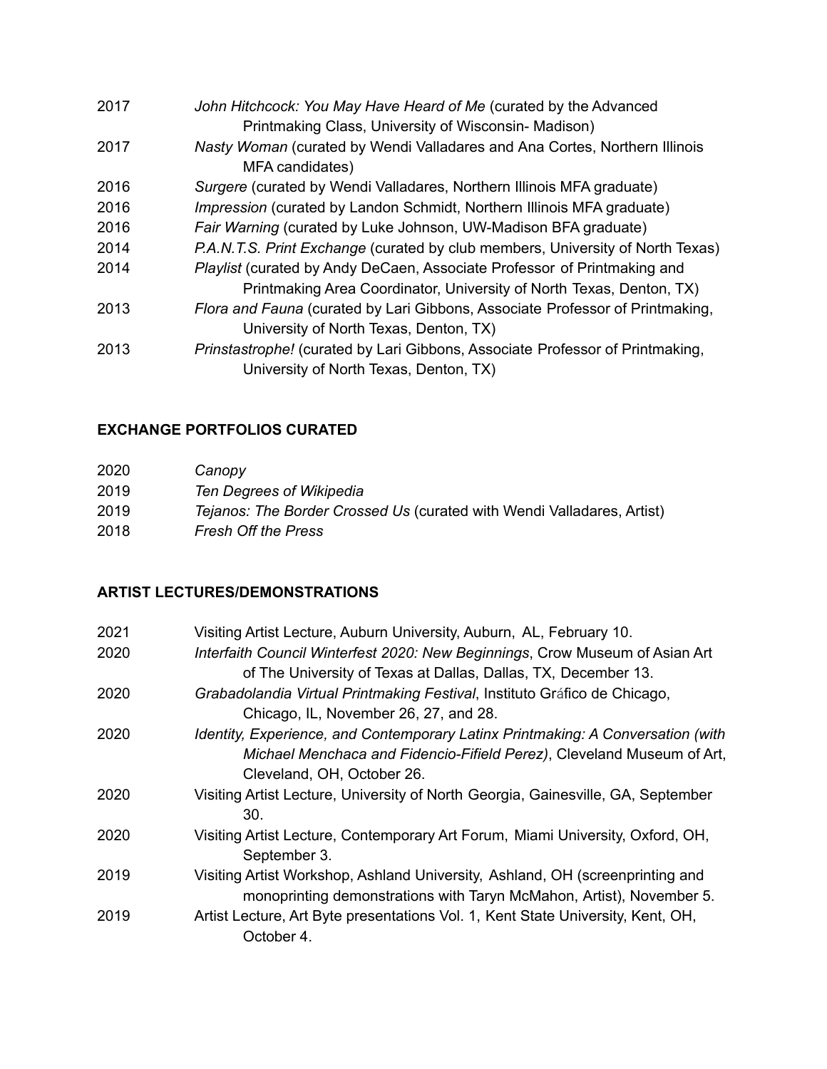2017 *John Hitchcock: You May Have Heard of Me* (curated by the Advanced Printmaking Class, University of Wisconsin- Madison)

2017 *Nasty Woman* (curated by Wendi Valladares and Ana Cortes, Northern Illinois MFA candidates)

2016 *Surgere* (curated by Wendi Valladares, Northern Illinois MFA graduate)

2016 *Impression* (curated by Landon Schmidt, Northern Illinois MFA graduate)

2016 *Fair Warning* (curated by Luke Johnson, UW-Madison BFA graduate)

2014 *P.A.N.T.S. Print Exchange* (curated by club members, University of North Texas)

2014 *Playlist* (curated by Andy DeCaen, Associate Professor of Printmaking and Printmaking Area Coordinator, University of North Texas, Denton, TX)

2013 *Flora and Fauna* (curated by Lari Gibbons, Associate Professor of Printmaking, University of North Texas, Denton, TX)

2013 *Prinstastrophe!* (curated by Lari Gibbons, Associate Professor of Printmaking, University of North Texas, Denton, TX)

## EXCHANGE PORTFOLIOS CURATED

2020 *Canopy*

2019 *Ten Degrees of Wikipedia*

2019 *Tejanos: The Border Crossed Us* (curated with Wendi Valladares, Artist)

2018 *Fresh Off the Press*

## ARTIST LECTURES/DEMONSTRATIONS

2021 Visiting Artist Lecture, Auburn University, Auburn, AL, February 10.

2020 *Interfaith Council Winterfest 2020: New Beginnings*, Crow Museum of Asian Art of The University of Texas at Dallas, Dallas, TX, December 13.

2020 *Grabadolandia Virtual Printmaking Festival*, Instituto Gráfico de Chicago, Chicago, IL, November 26, 27, and 28.

2020 *Identity, Experience, and Contemporary Latinx Printmaking: A Conversation (with Michael Menchaca and Fidencio-Fifield Perez)*, Cleveland Museum of Art, Cleveland, OH, October 26.

2020 Visiting Artist Lecture, University of North Georgia, Gainesville, GA, September 30.

2020 Visiting Artist Lecture, Contemporary Art Forum, Miami University, Oxford, OH, September 3.

2019 Visiting Artist Workshop, Ashland University, Ashland, OH (screenprinting and monoprinting demonstrations with Taryn McMahon, Artist), November 5.

2019 Artist Lecture, Art Byte presentations Vol. 1, Kent State University, Kent, OH, October 4.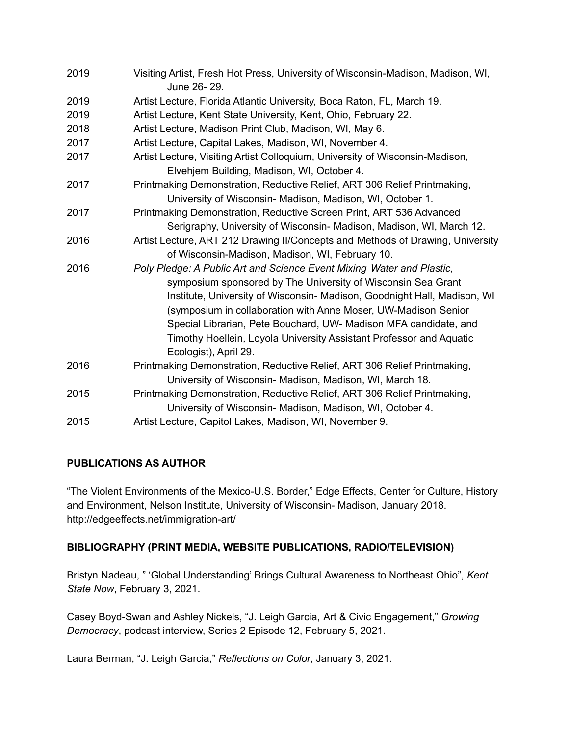2019 Visiting Artist, Fresh Hot Press, University of Wisconsin-Madison, Madison, WI, June 26- 29.

2019 Artist Lecture, Florida Atlantic University, Boca Raton, FL, March 19.

2019 Artist Lecture, Kent State University, Kent, Ohio, February 22.

2018 Artist Lecture, Madison Print Club, Madison, WI, May 6.

2017 Artist Lecture, Capital Lakes, Madison, WI, November 4.

2017 Artist Lecture, Visiting Artist Colloquium, University of Wisconsin-Madison, Elvehjem Building, Madison, WI, October 4.

2017 Printmaking Demonstration, Reductive Relief, ART 306 Relief Printmaking, University of Wisconsin- Madison, Madison, WI, October 1.

2017 Printmaking Demonstration, Reductive Screen Print, ART 536 Advanced Serigraphy, University of Wisconsin- Madison, Madison, WI, March 12.

2016 Artist Lecture, ART 212 Drawing II/Concepts and Methods of Drawing, University of Wisconsin-Madison, Madison, WI, February 10.

2016 *Poly Pledge: A Public Art and Science Event Mixing Water and Plastic,* symposium sponsored by The University of Wisconsin Sea Grant Institute, University of Wisconsin- Madison, Goodnight Hall, Madison, WI (symposium in collaboration with Anne Moser, UW-Madison Senior Special Librarian, Pete Bouchard, UW- Madison MFA candidate, and Timothy Hoellein, Loyola University Assistant Professor and Aquatic Ecologist), April 29.

2016 Printmaking Demonstration, Reductive Relief, ART 306 Relief Printmaking, University of Wisconsin- Madison, Madison, WI, March 18.

2015 Printmaking Demonstration, Reductive Relief, ART 306 Relief Printmaking, University of Wisconsin- Madison, Madison, WI, October 4.

2015 Artist Lecture, Capitol Lakes, Madison, WI, November 9.

**PUBLICATIONS AS AUTHOR**

"The Violent Environments of the Mexico-U.S. Border," Edge Effects, Center for Culture, History and Environment, Nelson Institute, University of Wisconsin- Madison, January 2018. http://edgeeffects.net/immigration-art/

**BIBLIOGRAPHY (PRINT MEDIA, WEBSITE PUBLICATIONS, RADIO/TELEVISION)**

Bristyn Nadeau, " 'Global Understanding' Brings Cultural Awareness to Northeast Ohio", *Kent State Now*, February 3, 2021.

Casey Boyd-Swan and Ashley Nickels, "J. Leigh Garcia, Art & Civic Engagement," *Growing Democracy*, podcast interview, Series 2 Episode 12, February 5, 2021.

Laura Berman, "J. Leigh Garcia," *Reflections on Color*, January 3, 2021.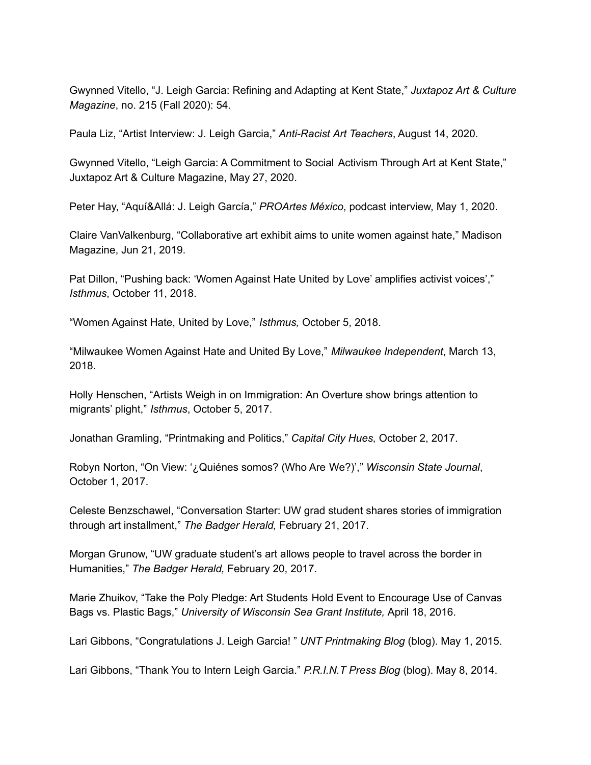Gwynned Vitello, "J. Leigh Garcia: Refining and Adapting at Kent State," *Juxtapoz Art & Culture Magazine*, no. 215 (Fall 2020): 54.

Paula Liz, "Artist Interview: J. Leigh Garcia," *Anti-Racist Art Teachers*, August 14, 2020.

Gwynned Vitello, "Leigh Garcia: A Commitment to Social Activism Through Art at Kent State," Juxtapoz Art & Culture Magazine, May 27, 2020.

Peter Hay, "Aquí&Allá: J. Leigh García," *PROArtes México*, podcast interview, May 1, 2020.

Claire VanValkenburg, "Collaborative art exhibit aims to unite women against hate," Madison Magazine, Jun 21, 2019.

Pat Dillon, "Pushing back: 'Women Against Hate United by Love' amplifies activist voices'," *Isthmus*, October 11, 2018.

"Women Against Hate, United by Love," *Isthmus,* October 5, 2018.

"Milwaukee Women Against Hate and United By Love," *Milwaukee Independent*, March 13, 2018.

Holly Henschen, "Artists Weigh in on Immigration: An Overture show brings attention to migrants' plight," *Isthmus*, October 5, 2017.

Jonathan Gramling, "Printmaking and Politics," *Capital City Hues,* October 2, 2017.

Robyn Norton, "On View: '¿Quiénes somos? (Who Are We?)'," *Wisconsin State Journal*, October 1, 2017.

Celeste Benzschawel, "Conversation Starter: UW grad student shares stories of immigration through art installment," *The Badger Herald,* February 21, 2017.

Morgan Grunow, "UW graduate student's art allows people to travel across the border in Humanities," *The Badger Herald,* February 20, 2017.

Marie Zhuikov, "Take the Poly Pledge: Art Students Hold Event to Encourage Use of Canvas Bags vs. Plastic Bags," *University of Wisconsin Sea Grant Institute,* April 18, 2016.

Lari Gibbons, "Congratulations J. Leigh Garcia! " *UNT Printmaking Blog* (blog). May 1, 2015.

Lari Gibbons, "Thank You to Intern Leigh Garcia." *P.R.I.N.T Press Blog* (blog). May 8, 2014.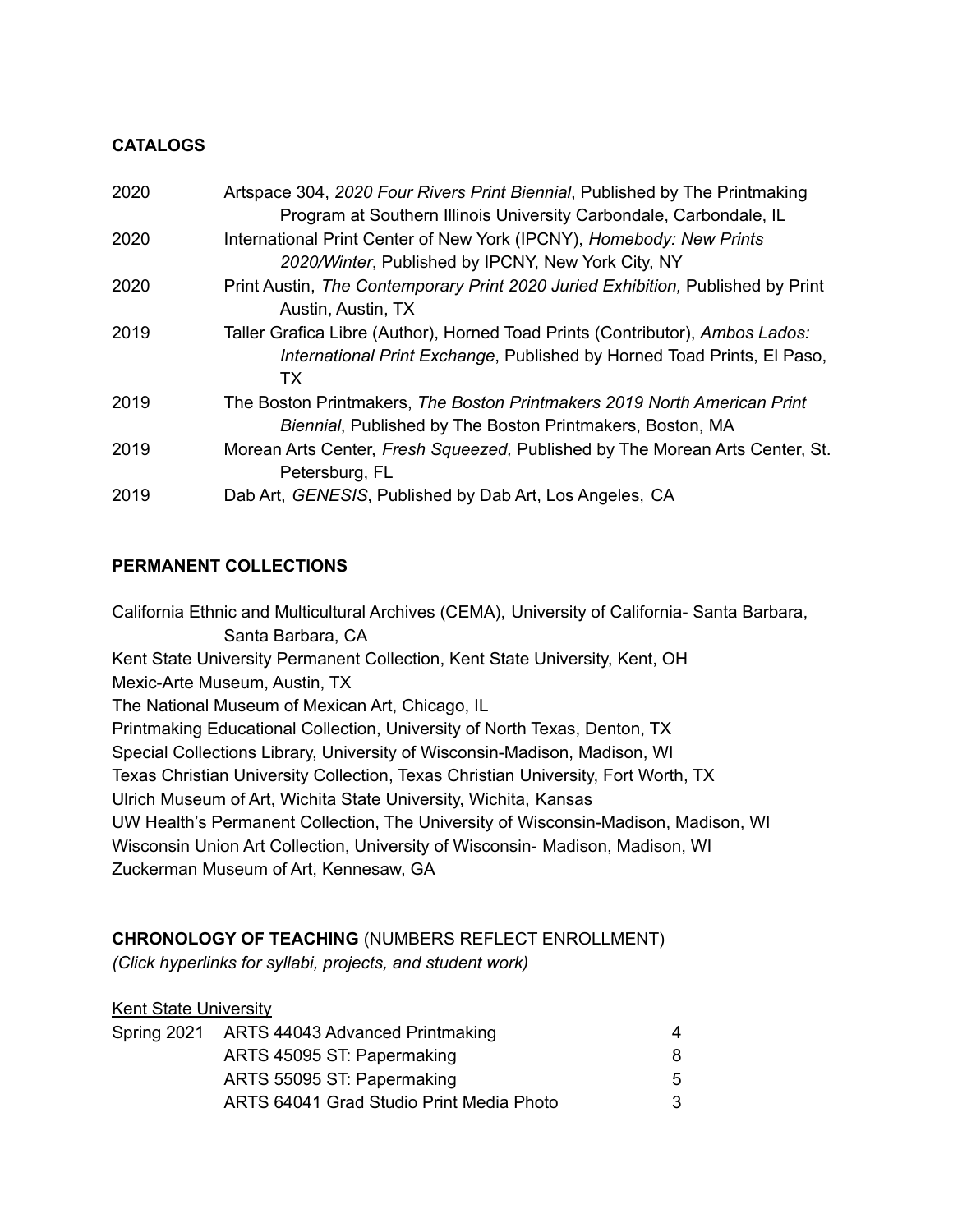**CATALOGS**

2020 Artspace 304, *2020 Four Rivers Print Biennial*, Published by The Printmaking Program at Southern Illinois University Carbondale, Carbondale, IL

2020 International Print Center of New York (IPCNY), *Homebody: New Prints 2020/Winter*, Published by IPCNY, New York City, NY

2020 Print Austin, *The Contemporary Print 2020 Juried Exhibition,* Published by Print Austin, Austin, TX

2019 Taller Grafica Libre (Author), Horned Toad Prints (Contributor), *Ambos Lados: International Print Exchange*, Published by Horned Toad Prints, El Paso, TX

2019 The Boston Printmakers, *The Boston Printmakers 2019 North American Print Biennial*, Published by The Boston Printmakers, Boston, MA

2019 Morean Arts Center, *Fresh Squeezed,* Published by The Morean Arts Center, St. Petersburg, FL

2019 Dab Art, *GENESIS*, Published by Dab Art, Los Angeles, CA

**PERMANENT COLLECTIONS**

California Ethnic and Multicultural Archives (CEMA), University of California- Santa Barbara, Santa Barbara, CA

Kent State University Permanent Collection, Kent State University, Kent, OH

Mexic-Arte Museum, Austin, TX

The National Museum of Mexican Art, Chicago, IL

Printmaking Educational Collection, University of North Texas, Denton, TX

Special Collections Library, University of Wisconsin-Madison, Madison, WI

Texas Christian University Collection, Texas Christian University, Fort Worth, TX

Ulrich Museum of Art, Wichita State University, Wichita, Kansas

UW Health's Permanent Collection, The University of Wisconsin-Madison, Madison, WI

Wisconsin Union Art Collection, University of Wisconsin- Madison, Madison, WI

Zuckerman Museum of Art, Kennesaw, GA

**CHRONOLOGY OF TEACHING** (NUMBERS REFLECT ENROLLMENT)
*(Click hyperlinks for syllabi, projects, and student work)*

Kent State University

| Spring 2021 | ARTS 44043 Advanced Printmaking | 4 |
|---|---|---|
| | ARTS 45095 ST: Papermaking | 8 |
| | ARTS 55095 ST: Papermaking | 5 |
| | ARTS 64041 Grad Studio Print Media Photo | 3 |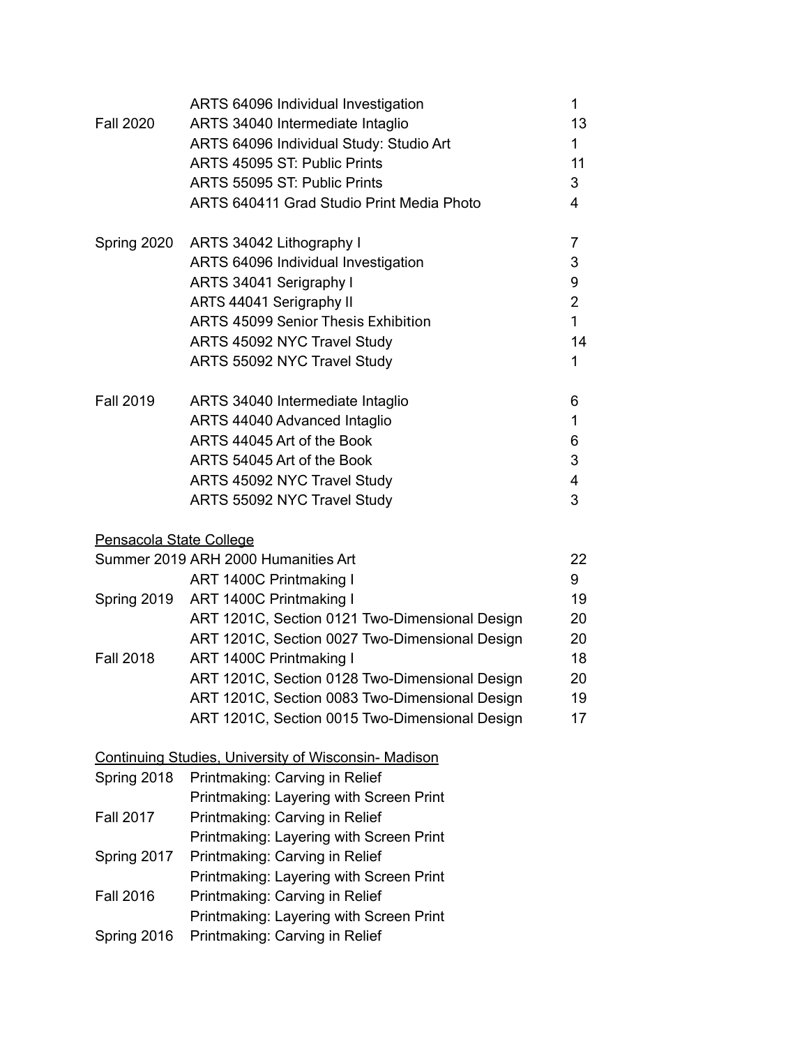| | | |
|---|---|---|
| | ARTS 64096 Individual Investigation | 1 |
| Fall 2020 | ARTS 34040 Intermediate Intaglio | 13 |
| | ARTS 64096 Individual Study: Studio Art | 1 |
| | ARTS 45095 ST: Public Prints | 11 |
| | ARTS 55095 ST: Public Prints | 3 |
| | ARTS 640411 Grad Studio Print Media Photo | 4 |
| | | |
| Spring 2020 | ARTS 34042 Lithography I | 7 |
| | ARTS 64096 Individual Investigation | 3 |
| | ARTS 34041 Serigraphy I | 9 |
| | ARTS 44041 Serigraphy II | 2 |
| | ARTS 45099 Senior Thesis Exhibition | 1 |
| | ARTS 45092 NYC Travel Study | 14 |
| | ARTS 55092 NYC Travel Study | 1 |
| | | |
| Fall 2019 | ARTS 34040 Intermediate Intaglio | 6 |
| | ARTS 44040 Advanced Intaglio | 1 |
| | ARTS 44045 Art of the Book | 6 |
| | ARTS 54045 Art of the Book | 3 |
| | ARTS 45092 NYC Travel Study | 4 |
| | ARTS 55092 NYC Travel Study | 3 |

Pensacola State College

| | | |
|---|---|---|
| Summer 2019 | ARH 2000 Humanities Art | 22 |
| | ART 1400C Printmaking I | 9 |
| Spring 2019 | ART 1400C Printmaking I | 19 |
| | ART 1201C, Section 0121 Two-Dimensional Design | 20 |
| | ART 1201C, Section 0027 Two-Dimensional Design | 20 |
| Fall 2018 | ART 1400C Printmaking I | 18 |
| | ART 1201C, Section 0128 Two-Dimensional Design | 20 |
| | ART 1201C, Section 0083 Two-Dimensional Design | 19 |
| | ART 1201C, Section 0015 Two-Dimensional Design | 17 |

Continuing Studies, University of Wisconsin- Madison

| | |
|---|---|
| Spring 2018 | Printmaking: Carving in Relief |
| | Printmaking: Layering with Screen Print |
| Fall 2017 | Printmaking: Carving in Relief |
| | Printmaking: Layering with Screen Print |
| Spring 2017 | Printmaking: Carving in Relief |
| | Printmaking: Layering with Screen Print |
| Fall 2016 | Printmaking: Carving in Relief |
| | Printmaking: Layering with Screen Print |
| Spring 2016 | Printmaking: Carving in Relief |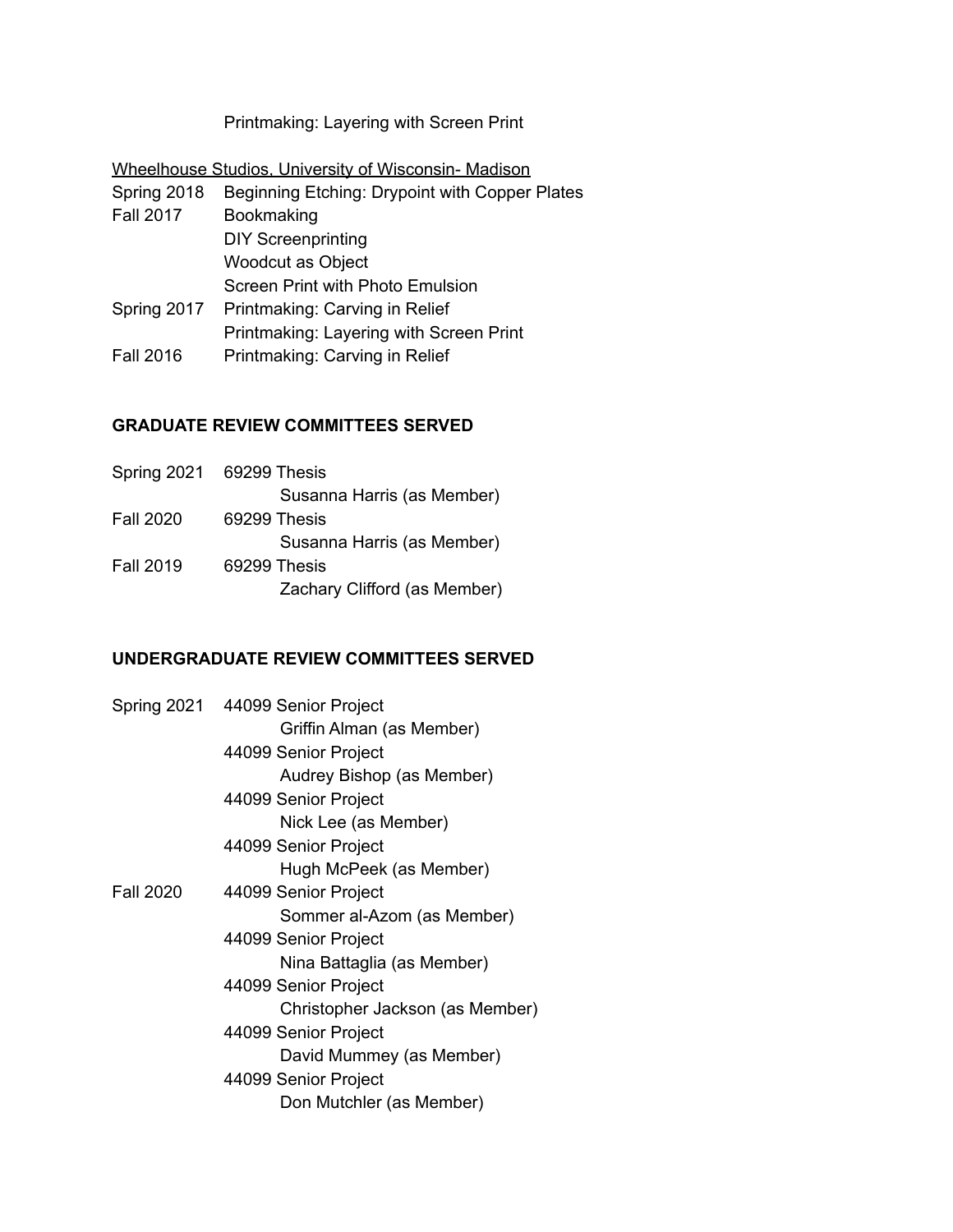Printmaking: Layering with Screen Print

<u>Wheelhouse Studios, University of Wisconsin- Madison</u>

| | |
|---|---|
| Spring 2018 | Beginning Etching: Drypoint with Copper Plates |
| Fall 2017 | Bookmaking |
| | DIY Screenprinting |
| | Woodcut as Object |
| | Screen Print with Photo Emulsion |
| Spring 2017 | Printmaking: Carving in Relief |
| | Printmaking: Layering with Screen Print |
| Fall 2016 | Printmaking: Carving in Relief |

## GRADUATE REVIEW COMMITTEES SERVED

Spring 2021 69299 Thesis
  Susanna Harris (as Member)
Fall 2020 69299 Thesis
  Susanna Harris (as Member)
Fall 2019 69299 Thesis
  Zachary Clifford (as Member)

## UNDERGRADUATE REVIEW COMMITTEES SERVED

Spring 2021 44099 Senior Project
  Griffin Alman (as Member)
 44099 Senior Project
  Audrey Bishop (as Member)
 44099 Senior Project
  Nick Lee (as Member)
 44099 Senior Project
  Hugh McPeek (as Member)
Fall 2020 44099 Senior Project
  Sommer al-Azom (as Member)
 44099 Senior Project
  Nina Battaglia (as Member)
 44099 Senior Project
  Christopher Jackson (as Member)
 44099 Senior Project
  David Mummey (as Member)
 44099 Senior Project
  Don Mutchler (as Member)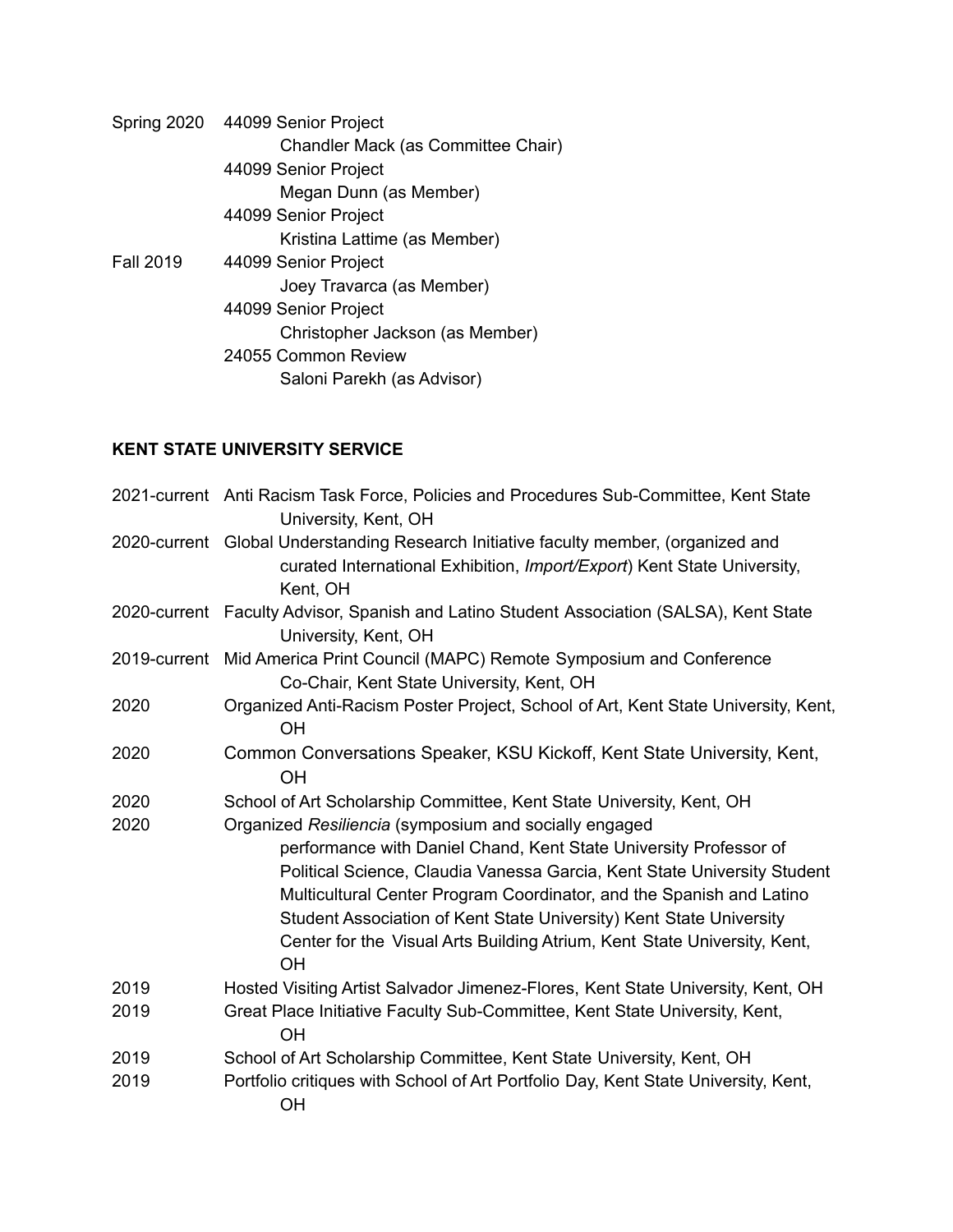Spring 2020 44099 Senior Project
Chandler Mack (as Committee Chair)
44099 Senior Project
Megan Dunn (as Member)
44099 Senior Project
Kristina Lattime (as Member)

Fall 2019 44099 Senior Project
Joey Travarca (as Member)
44099 Senior Project
Christopher Jackson (as Member)
24055 Common Review
Saloni Parekh (as Advisor)

**KENT STATE UNIVERSITY SERVICE**

2021-current Anti Racism Task Force, Policies and Procedures Sub-Committee, Kent State University, Kent, OH

2020-current Global Understanding Research Initiative faculty member, (organized and curated International Exhibition, *Import/Export*) Kent State University, Kent, OH

2020-current Faculty Advisor, Spanish and Latino Student Association (SALSA), Kent State University, Kent, OH

2019-current Mid America Print Council (MAPC) Remote Symposium and Conference Co-Chair, Kent State University, Kent, OH

2020 Organized Anti-Racism Poster Project, School of Art, Kent State University, Kent, OH

2020 Common Conversations Speaker, KSU Kickoff, Kent State University, Kent, OH

2020 School of Art Scholarship Committee, Kent State University, Kent, OH

2020 Organized *Resiliencia* (symposium and socially engaged performance with Daniel Chand, Kent State University Professor of Political Science, Claudia Vanessa Garcia, Kent State University Student Multicultural Center Program Coordinator, and the Spanish and Latino Student Association of Kent State University) Kent State University Center for the Visual Arts Building Atrium, Kent State University, Kent, OH

2019 Hosted Visiting Artist Salvador Jimenez-Flores, Kent State University, Kent, OH

2019 Great Place Initiative Faculty Sub-Committee, Kent State University, Kent, OH

2019 School of Art Scholarship Committee, Kent State University, Kent, OH

2019 Portfolio critiques with School of Art Portfolio Day, Kent State University, Kent, OH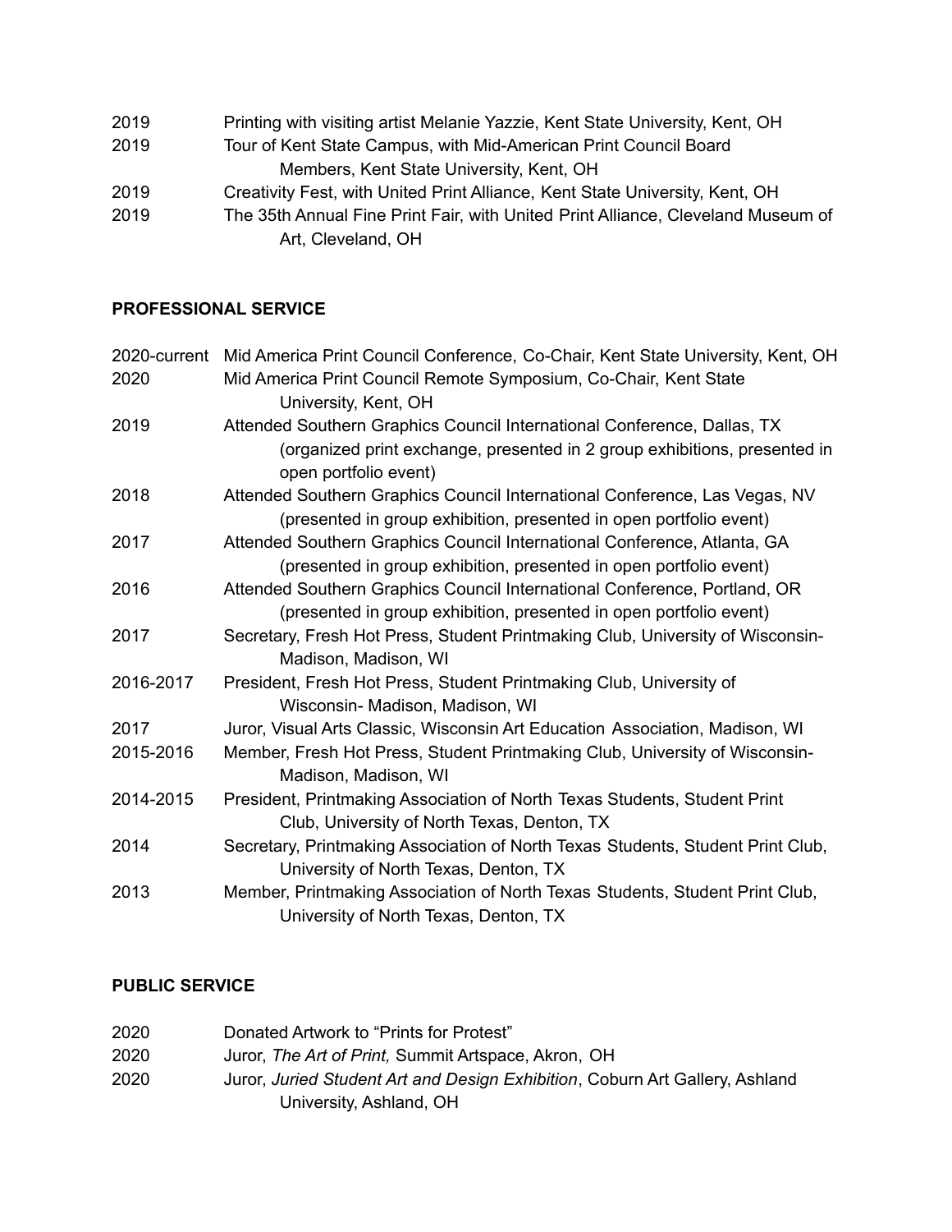2019 Printing with visiting artist Melanie Yazzie, Kent State University, Kent, OH

2019 Tour of Kent State Campus, with Mid-American Print Council Board Members, Kent State University, Kent, OH

2019 Creativity Fest, with United Print Alliance, Kent State University, Kent, OH

2019 The 35th Annual Fine Print Fair, with United Print Alliance, Cleveland Museum of Art, Cleveland, OH

**PROFESSIONAL SERVICE**

2020-current Mid America Print Council Conference, Co-Chair, Kent State University, Kent, OH

2020 Mid America Print Council Remote Symposium, Co-Chair, Kent State University, Kent, OH

2019 Attended Southern Graphics Council International Conference, Dallas, TX (organized print exchange, presented in 2 group exhibitions, presented in open portfolio event)

2018 Attended Southern Graphics Council International Conference, Las Vegas, NV (presented in group exhibition, presented in open portfolio event)

2017 Attended Southern Graphics Council International Conference, Atlanta, GA (presented in group exhibition, presented in open portfolio event)

2016 Attended Southern Graphics Council International Conference, Portland, OR (presented in group exhibition, presented in open portfolio event)

2017 Secretary, Fresh Hot Press, Student Printmaking Club, University of Wisconsin-Madison, Madison, WI

2016-2017 President, Fresh Hot Press, Student Printmaking Club, University of Wisconsin- Madison, Madison, WI

2017 Juror, Visual Arts Classic, Wisconsin Art Education Association, Madison, WI

2015-2016 Member, Fresh Hot Press, Student Printmaking Club, University of Wisconsin-Madison, Madison, WI

2014-2015 President, Printmaking Association of North Texas Students, Student Print Club, University of North Texas, Denton, TX

2014 Secretary, Printmaking Association of North Texas Students, Student Print Club, University of North Texas, Denton, TX

2013 Member, Printmaking Association of North Texas Students, Student Print Club, University of North Texas, Denton, TX

**PUBLIC SERVICE**

2020 Donated Artwork to "Prints for Protest"

2020 Juror, *The Art of Print,* Summit Artspace, Akron, OH

2020 Juror, *Juried Student Art and Design Exhibition*, Coburn Art Gallery, Ashland University, Ashland, OH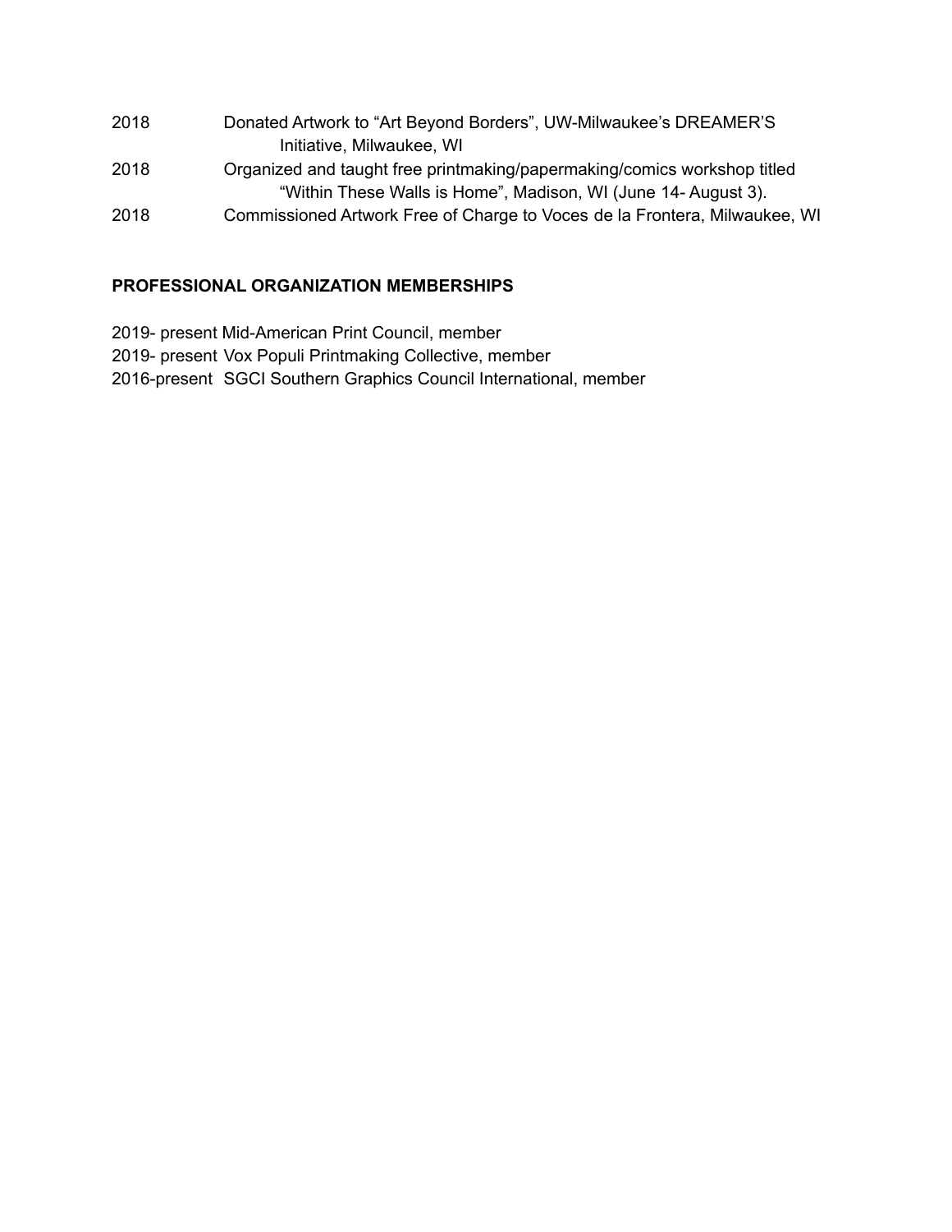2018 Donated Artwork to “Art Beyond Borders”, UW-Milwaukee’s DREAMER’S Initiative, Milwaukee, WI

2018 Organized and taught free printmaking/papermaking/comics workshop titled “Within These Walls is Home”, Madison, WI (June 14- August 3).

2018 Commissioned Artwork Free of Charge to Voces de la Frontera, Milwaukee, WI

**PROFESSIONAL ORGANIZATION MEMBERSHIPS**

2019- present Mid-American Print Council, member

2019- present Vox Populi Printmaking Collective, member

2016-present SGCI Southern Graphics Council International, member